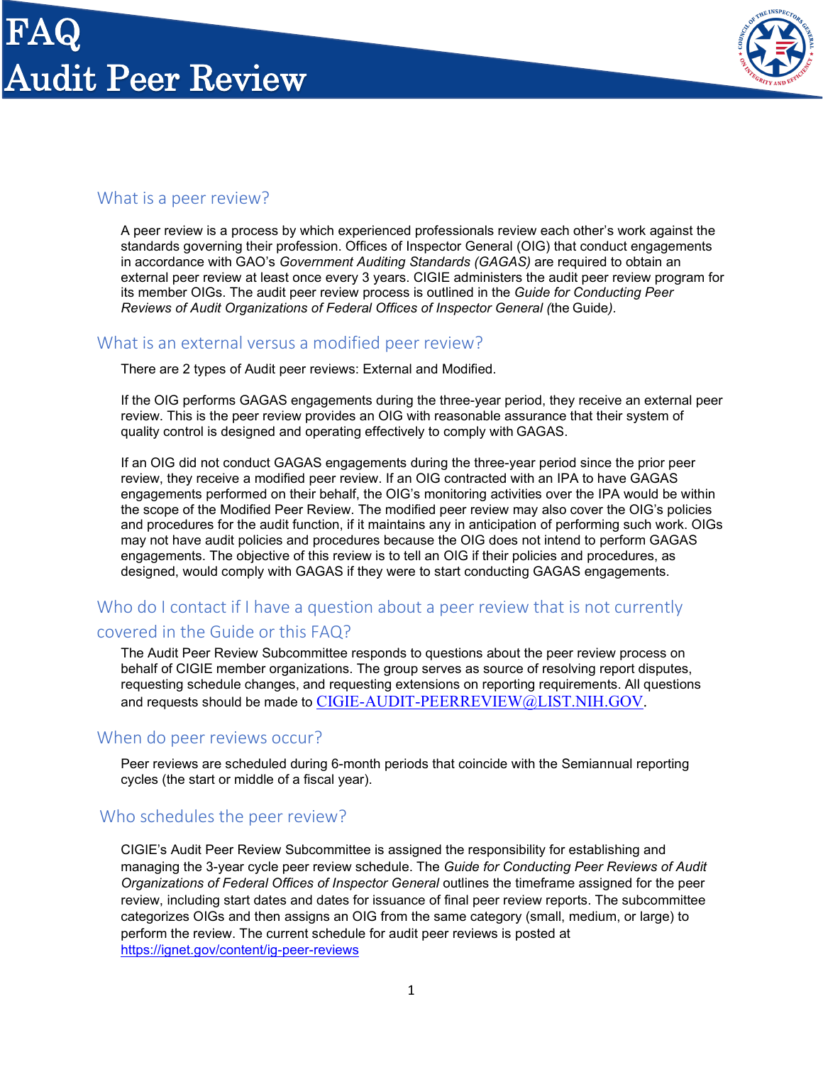# FAQ
# Audit Peer Review

## What is a peer review?

A peer review is a process by which experienced professionals review each other's work against the standards governing their profession. Offices of Inspector General (OIG) that conduct engagements in accordance with GAO's *Government Auditing Standards (GAGAS)* are required to obtain an external peer review at least once every 3 years. CIGIE administers the audit peer review program for its member OIGs. The audit peer review process is outlined in the *Guide for Conducting Peer Reviews of Audit Organizations of Federal Offices of Inspector General (*the Guide*).*

## What is an external versus a modified peer review?

There are 2 types of Audit peer reviews: External and Modified.

If the OIG performs GAGAS engagements during the three-year period, they receive an external peer review. This is the peer review provides an OIG with reasonable assurance that their system of quality control is designed and operating effectively to comply with GAGAS.

If an OIG did not conduct GAGAS engagements during the three-year period since the prior peer review, they receive a modified peer review. If an OIG contracted with an IPA to have GAGAS engagements performed on their behalf, the OIG's monitoring activities over the IPA would be within the scope of the Modified Peer Review. The modified peer review may also cover the OIG's policies and procedures for the audit function, if it maintains any in anticipation of performing such work. OIGs may not have audit policies and procedures because the OIG does not intend to perform GAGAS engagements. The objective of this review is to tell an OIG if their policies and procedures, as designed, would comply with GAGAS if they were to start conducting GAGAS engagements.

## Who do I contact if I have a question about a peer review that is not currently covered in the Guide or this FAQ?

The Audit Peer Review Subcommittee responds to questions about the peer review process on behalf of CIGIE member organizations. The group serves as source of resolving report disputes, requesting schedule changes, and requesting extensions on reporting requirements. All questions and requests should be made to CIGIE-AUDIT-PEERREVIEW@LIST.NIH.GOV.

## When do peer reviews occur?

Peer reviews are scheduled during 6-month periods that coincide with the Semiannual reporting cycles (the start or middle of a fiscal year).

## Who schedules the peer review?

CIGIE's Audit Peer Review Subcommittee is assigned the responsibility for establishing and managing the 3-year cycle peer review schedule. The *Guide for Conducting Peer Reviews of Audit Organizations of Federal Offices of Inspector General* outlines the timeframe assigned for the peer review, including start dates and dates for issuance of final peer review reports. The subcommittee categorizes OIGs and then assigns an OIG from the same category (small, medium, or large) to perform the review. The current schedule for audit peer reviews is posted at https://ignet.gov/content/ig-peer-reviews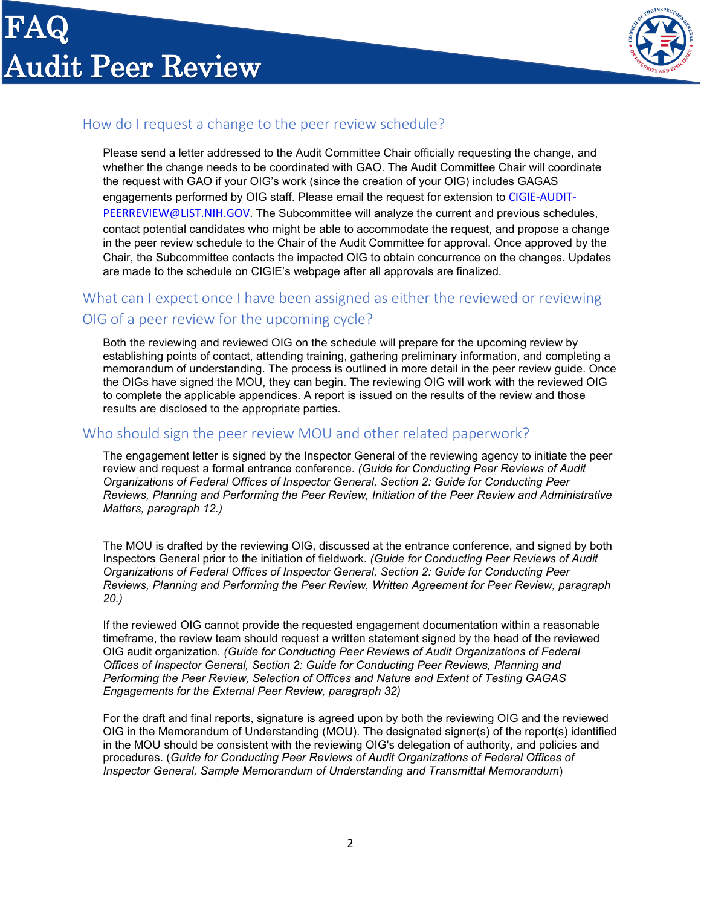## How do I request a change to the peer review schedule?

Please send a letter addressed to the Audit Committee Chair officially requesting the change, and whether the change needs to be coordinated with GAO. The Audit Committee Chair will coordinate the request with GAO if your OIG's work (since the creation of your OIG) includes GAGAS engagements performed by OIG staff. Please email the request for extension to CIGIE-AUDIT-PEERREVIEW@LIST.NIH.GOV. The Subcommittee will analyze the current and previous schedules, contact potential candidates who might be able to accommodate the request, and propose a change in the peer review schedule to the Chair of the Audit Committee for approval. Once approved by the Chair, the Subcommittee contacts the impacted OIG to obtain concurrence on the changes. Updates are made to the schedule on CIGIE's webpage after all approvals are finalized.

## What can I expect once I have been assigned as either the reviewed or reviewing OIG of a peer review for the upcoming cycle?

Both the reviewing and reviewed OIG on the schedule will prepare for the upcoming review by establishing points of contact, attending training, gathering preliminary information, and completing a memorandum of understanding. The process is outlined in more detail in the peer review guide. Once the OIGs have signed the MOU, they can begin. The reviewing OIG will work with the reviewed OIG to complete the applicable appendices. A report is issued on the results of the review and those results are disclosed to the appropriate parties.

## Who should sign the peer review MOU and other related paperwork?

The engagement letter is signed by the Inspector General of the reviewing agency to initiate the peer review and request a formal entrance conference. *(Guide for Conducting Peer Reviews of Audit Organizations of Federal Offices of Inspector General, Section 2: Guide for Conducting Peer Reviews, Planning and Performing the Peer Review, Initiation of the Peer Review and Administrative Matters, paragraph 12.)*

The MOU is drafted by the reviewing OIG, discussed at the entrance conference, and signed by both Inspectors General prior to the initiation of fieldwork. *(Guide for Conducting Peer Reviews of Audit Organizations of Federal Offices of Inspector General, Section 2: Guide for Conducting Peer Reviews, Planning and Performing the Peer Review, Written Agreement for Peer Review, paragraph 20.)*

If the reviewed OIG cannot provide the requested engagement documentation within a reasonable timeframe, the review team should request a written statement signed by the head of the reviewed OIG audit organization. *(Guide for Conducting Peer Reviews of Audit Organizations of Federal Offices of Inspector General, Section 2: Guide for Conducting Peer Reviews, Planning and Performing the Peer Review, Selection of Offices and Nature and Extent of Testing GAGAS Engagements for the External Peer Review, paragraph 32)*

For the draft and final reports, signature is agreed upon by both the reviewing OIG and the reviewed OIG in the Memorandum of Understanding (MOU). The designated signer(s) of the report(s) identified in the MOU should be consistent with the reviewing OIG's delegation of authority, and policies and procedures. (*Guide for Conducting Peer Reviews of Audit Organizations of Federal Offices of Inspector General, Sample Memorandum of Understanding and Transmittal Memorandum*)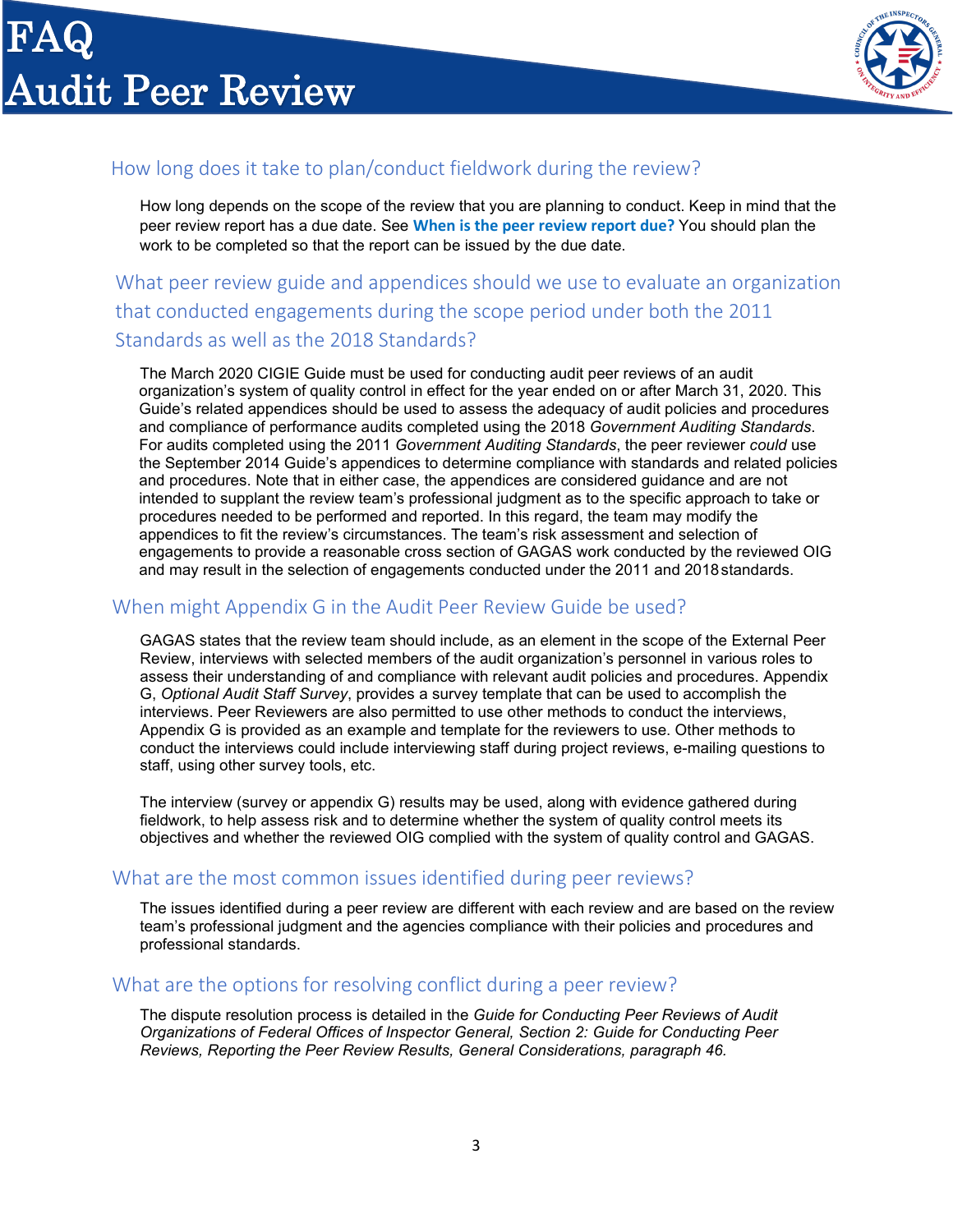## How long does it take to plan/conduct fieldwork during the review?

How long depends on the scope of the review that you are planning to conduct. Keep in mind that the peer review report has a due date. See **When is the peer review report due?** You should plan the work to be completed so that the report can be issued by the due date.

## What peer review guide and appendices should we use to evaluate an organization that conducted engagements during the scope period under both the 2011 Standards as well as the 2018 Standards?

The March 2020 CIGIE Guide must be used for conducting audit peer reviews of an audit organization's system of quality control in effect for the year ended on or after March 31, 2020. This Guide's related appendices should be used to assess the adequacy of audit policies and procedures and compliance of performance audits completed using the 2018 *Government Auditing Standards*. For audits completed using the 2011 *Government Auditing Standards*, the peer reviewer *could* use the September 2014 Guide's appendices to determine compliance with standards and related policies and procedures. Note that in either case, the appendices are considered guidance and are not intended to supplant the review team's professional judgment as to the specific approach to take or procedures needed to be performed and reported. In this regard, the team may modify the appendices to fit the review's circumstances. The team's risk assessment and selection of engagements to provide a reasonable cross section of GAGAS work conducted by the reviewed OIG and may result in the selection of engagements conducted under the 2011 and 2018 standards.

## When might Appendix G in the Audit Peer Review Guide be used?

GAGAS states that the review team should include, as an element in the scope of the External Peer Review, interviews with selected members of the audit organization's personnel in various roles to assess their understanding of and compliance with relevant audit policies and procedures. Appendix G, *Optional Audit Staff Survey*, provides a survey template that can be used to accomplish the interviews. Peer Reviewers are also permitted to use other methods to conduct the interviews, Appendix G is provided as an example and template for the reviewers to use. Other methods to conduct the interviews could include interviewing staff during project reviews, e-mailing questions to staff, using other survey tools, etc.

The interview (survey or appendix G) results may be used, along with evidence gathered during fieldwork, to help assess risk and to determine whether the system of quality control meets its objectives and whether the reviewed OIG complied with the system of quality control and GAGAS.

## What are the most common issues identified during peer reviews?

The issues identified during a peer review are different with each review and are based on the review team's professional judgment and the agencies compliance with their policies and procedures and professional standards.

## What are the options for resolving conflict during a peer review?

The dispute resolution process is detailed in the *Guide for Conducting Peer Reviews of Audit Organizations of Federal Offices of Inspector General, Section 2: Guide for Conducting Peer Reviews, Reporting the Peer Review Results, General Considerations, paragraph 46.*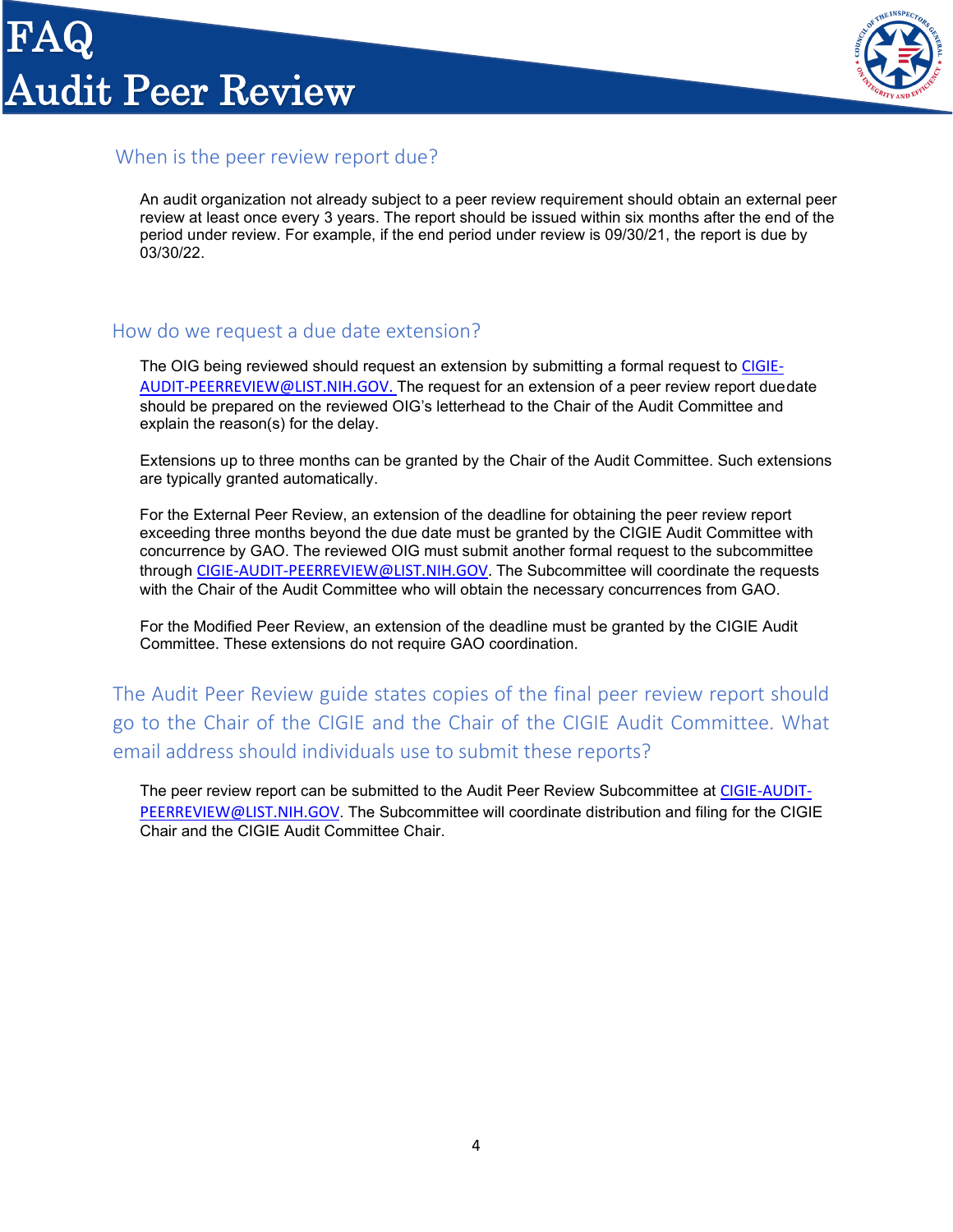# FAQ
# Audit Peer Review

## When is the peer review report due?

An audit organization not already subject to a peer review requirement should obtain an external peer review at least once every 3 years. The report should be issued within six months after the end of the period under review. For example, if the end period under review is 09/30/21, the report is due by 03/30/22.

## How do we request a due date extension?

The OIG being reviewed should request an extension by submitting a formal request to CIGIE-AUDIT-PEERREVIEW@LIST.NIH.GOV. The request for an extension of a peer review report duedate should be prepared on the reviewed OIG's letterhead to the Chair of the Audit Committee and explain the reason(s) for the delay.

Extensions up to three months can be granted by the Chair of the Audit Committee. Such extensions are typically granted automatically.

For the External Peer Review, an extension of the deadline for obtaining the peer review report exceeding three months beyond the due date must be granted by the CIGIE Audit Committee with concurrence by GAO. The reviewed OIG must submit another formal request to the subcommittee through CIGIE-AUDIT-PEERREVIEW@LIST.NIH.GOV. The Subcommittee will coordinate the requests with the Chair of the Audit Committee who will obtain the necessary concurrences from GAO.

For the Modified Peer Review, an extension of the deadline must be granted by the CIGIE Audit Committee. These extensions do not require GAO coordination.

## The Audit Peer Review guide states copies of the final peer review report should go to the Chair of the CIGIE and the Chair of the CIGIE Audit Committee. What email address should individuals use to submit these reports?

The peer review report can be submitted to the Audit Peer Review Subcommittee at CIGIE-AUDIT-PEERREVIEW@LIST.NIH.GOV. The Subcommittee will coordinate distribution and filing for the CIGIE Chair and the CIGIE Audit Committee Chair.